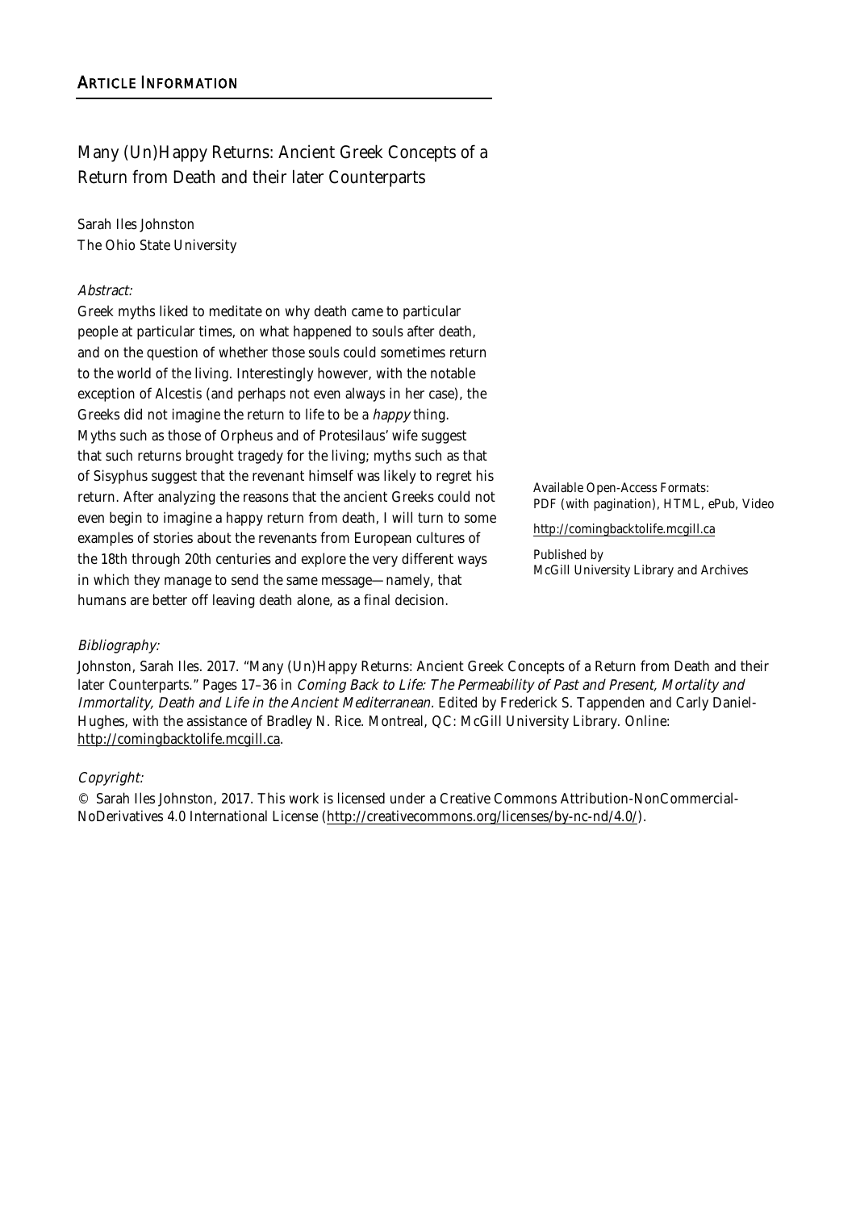## ARTICLE INFORMATION

# Many (Un)Happy Returns: Ancient Greek Concepts of a Return from Death and their later Counterparts

Sarah Iles Johnston
The Ohio State University

*Abstract:*

Greek myths liked to meditate on why death came to particular people at particular times, on what happened to souls after death, and on the question of whether those souls could sometimes return to the world of the living. Interestingly however, with the notable exception of Alcestis (and perhaps not even always in her case), the Greeks did not imagine the return to life to be a *happy* thing. Myths such as those of Orpheus and of Protesilaus' wife suggest that such returns brought tragedy for the living; myths such as that of Sisyphus suggest that the revenant himself was likely to regret his return. After analyzing the reasons that the ancient Greeks could not even begin to imagine a happy return from death, I will turn to some examples of stories about the revenants from European cultures of the 18th through 20th centuries and explore the very different ways in which they manage to send the same message—namely, that humans are better off leaving death alone, as a final decision.

Available Open-Access Formats:
PDF (with pagination), HTML, ePub, Video

http://comingbacktolife.mcgill.ca

Published by
McGill University Library and Archives

*Bibliography:*

Johnston, Sarah Iles. 2017. "Many (Un)Happy Returns: Ancient Greek Concepts of a Return from Death and their later Counterparts." Pages 17–36 in *Coming Back to Life: The Permeability of Past and Present, Mortality and Immortality, Death and Life in the Ancient Mediterranean*. Edited by Frederick S. Tappenden and Carly Daniel-Hughes, with the assistance of Bradley N. Rice. Montreal, QC: McGill University Library. Online: http://comingbacktolife.mcgill.ca.

*Copyright:*

© Sarah Iles Johnston, 2017. This work is licensed under a Creative Commons Attribution-NonCommercial-NoDerivatives 4.0 International License (http://creativecommons.org/licenses/by-nc-nd/4.0/).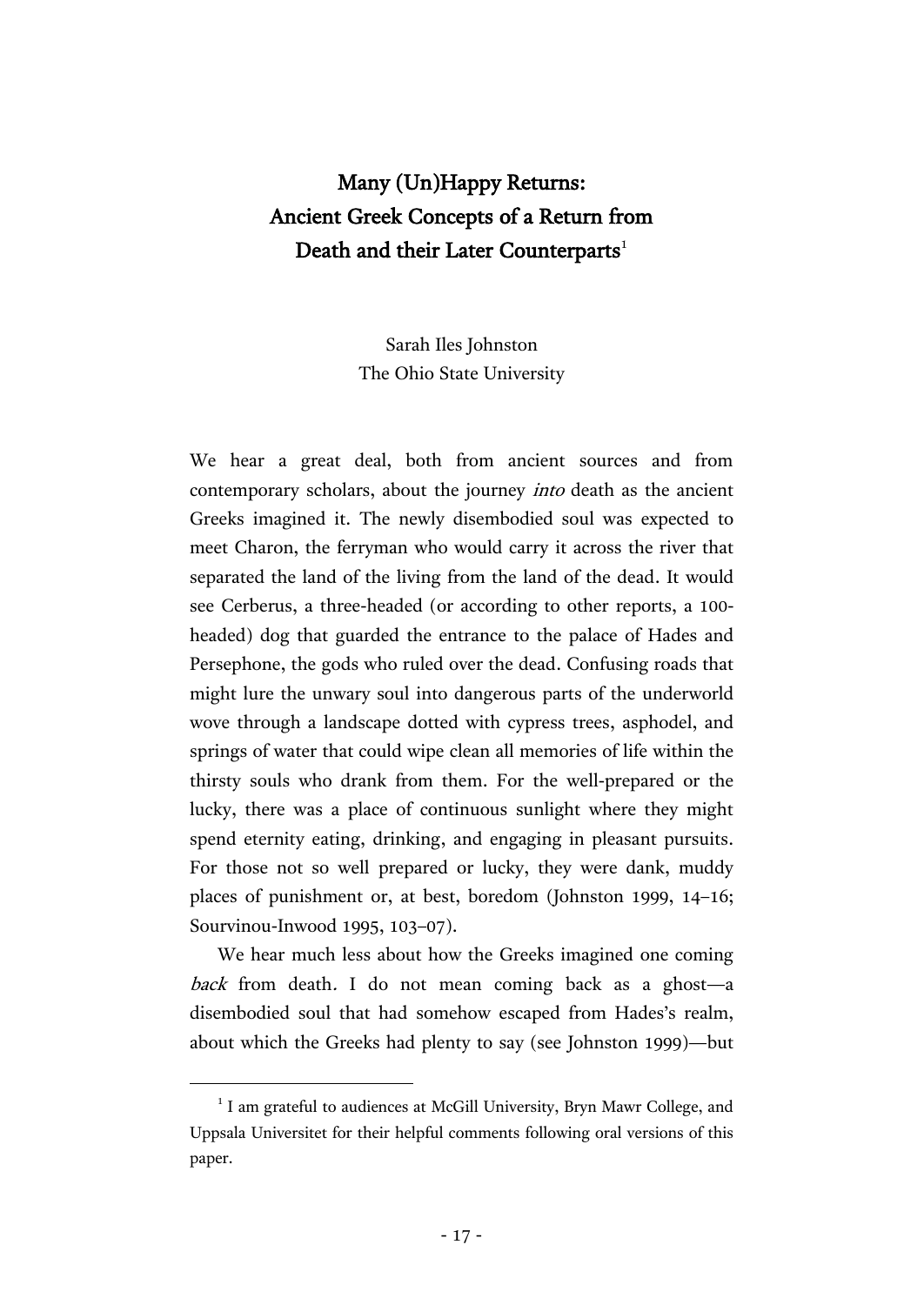# Many (Un)Happy Returns: Ancient Greek Concepts of a Return from Death and their Later Counterparts[1]

Sarah Iles Johnston
The Ohio State University

We hear a great deal, both from ancient sources and from contemporary scholars, about the journey *into* death as the ancient Greeks imagined it. The newly disembodied soul was expected to meet Charon, the ferryman who would carry it across the river that separated the land of the living from the land of the dead. It would see Cerberus, a three-headed (or according to other reports, a 100-headed) dog that guarded the entrance to the palace of Hades and Persephone, the gods who ruled over the dead. Confusing roads that might lure the unwary soul into dangerous parts of the underworld wove through a landscape dotted with cypress trees, asphodel, and springs of water that could wipe clean all memories of life within the thirsty souls who drank from them. For the well-prepared or the lucky, there was a place of continuous sunlight where they might spend eternity eating, drinking, and engaging in pleasant pursuits. For those not so well prepared or lucky, they were dank, muddy places of punishment or, at best, boredom (Johnston 1999, 14–16; Sourvinou-Inwood 1995, 103–07).

We hear much less about how the Greeks imagined one coming *back* from death. I do not mean coming back as a ghost—a disembodied soul that had somehow escaped from Hades's realm, about which the Greeks had plenty to say (see Johnston 1999)—but

[1] I am grateful to audiences at McGill University, Bryn Mawr College, and Uppsala Universitet for their helpful comments following oral versions of this paper.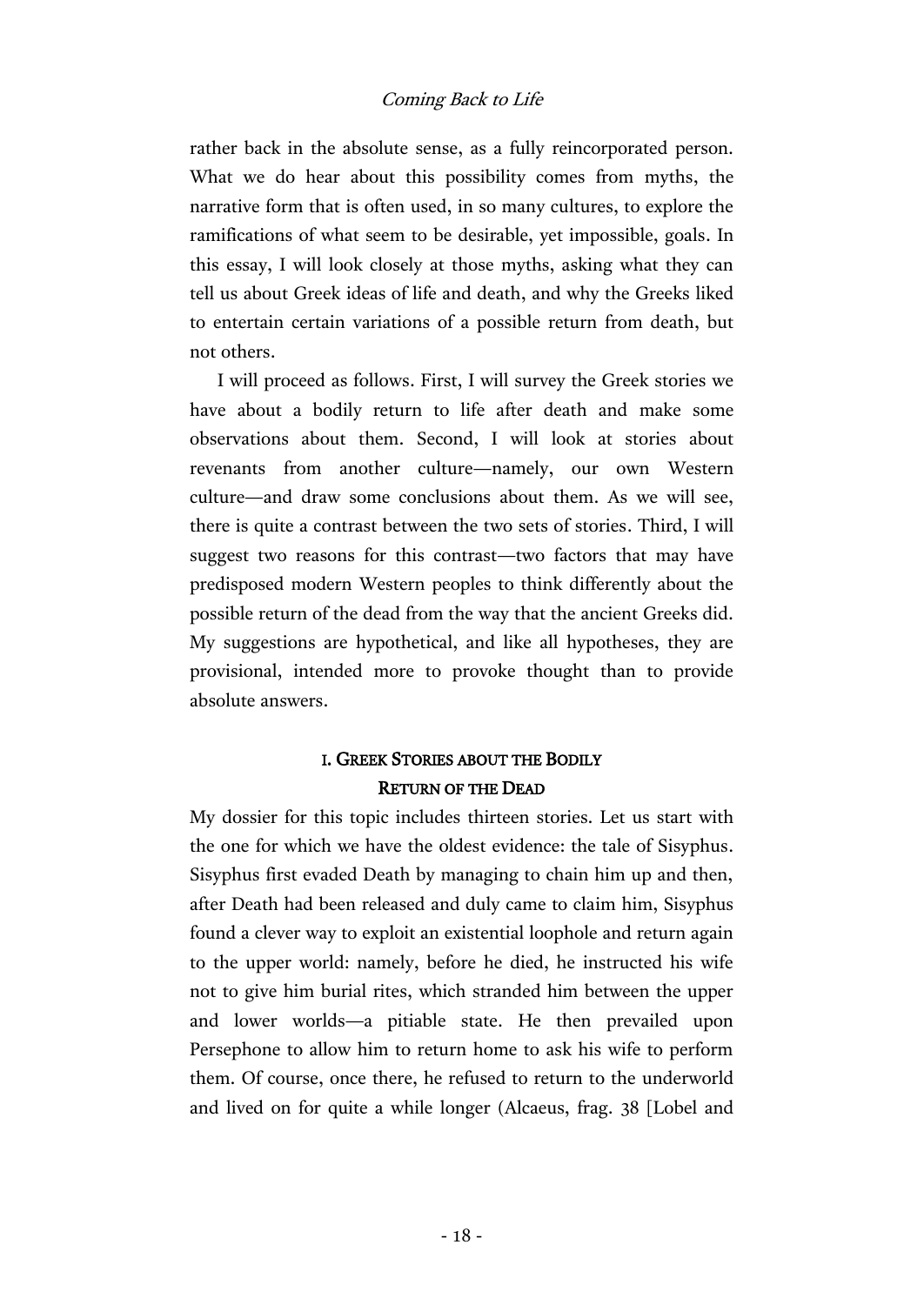rather back in the absolute sense, as a fully reincorporated person. What we do hear about this possibility comes from myths, the narrative form that is often used, in so many cultures, to explore the ramifications of what seem to be desirable, yet impossible, goals. In this essay, I will look closely at those myths, asking what they can tell us about Greek ideas of life and death, and why the Greeks liked to entertain certain variations of a possible return from death, but not others.

I will proceed as follows. First, I will survey the Greek stories we have about a bodily return to life after death and make some observations about them. Second, I will look at stories about revenants from another culture—namely, our own Western culture—and draw some conclusions about them. As we will see, there is quite a contrast between the two sets of stories. Third, I will suggest two reasons for this contrast—two factors that may have predisposed modern Western peoples to think differently about the possible return of the dead from the way that the ancient Greeks did. My suggestions are hypothetical, and like all hypotheses, they are provisional, intended more to provoke thought than to provide absolute answers.

## I. Greek Stories about the Bodily Return of the Dead

My dossier for this topic includes thirteen stories. Let us start with the one for which we have the oldest evidence: the tale of Sisyphus. Sisyphus first evaded Death by managing to chain him up and then, after Death had been released and duly came to claim him, Sisyphus found a clever way to exploit an existential loophole and return again to the upper world: namely, before he died, he instructed his wife not to give him burial rites, which stranded him between the upper and lower worlds—a pitiable state. He then prevailed upon Persephone to allow him to return home to ask his wife to perform them. Of course, once there, he refused to return to the underworld and lived on for quite a while longer (Alcaeus, frag. 38 [Lobel and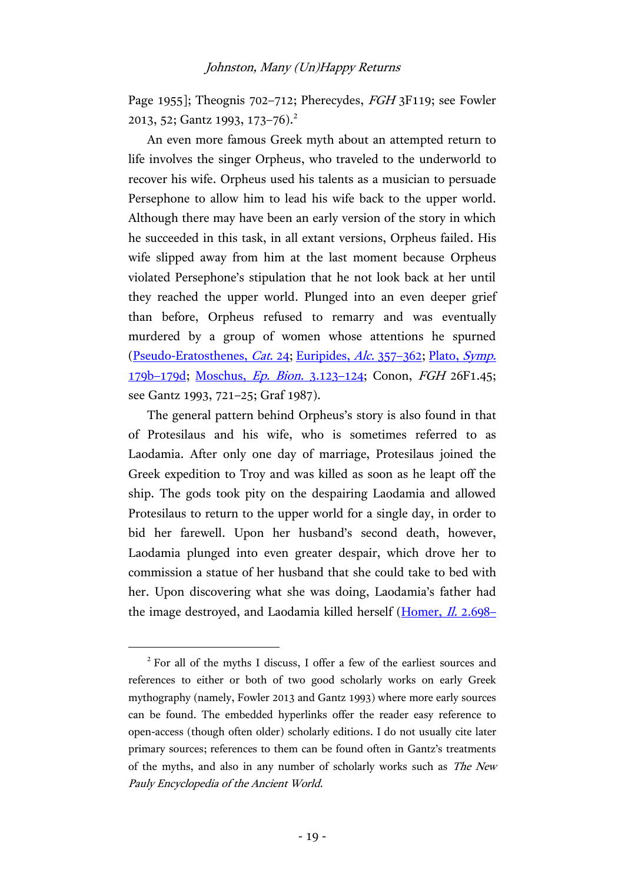Page 1955]; Theognis 702–712; Pherecydes, *FGH* 3F119; see Fowler 2013, 52; Gantz 1993, 173–76).[2]

An even more famous Greek myth about an attempted return to life involves the singer Orpheus, who traveled to the underworld to recover his wife. Orpheus used his talents as a musician to persuade Persephone to allow him to lead his wife back to the upper world. Although there may have been an early version of the story in which he succeeded in this task, in all extant versions, Orpheus failed. His wife slipped away from him at the last moment because Orpheus violated Persephone's stipulation that he not look back at her until they reached the upper world. Plunged into an even deeper grief than before, Orpheus refused to remarry and was eventually murdered by a group of women whose attentions he spurned (Pseudo-Eratosthenes, *Cat.* 24; Euripides, *Alc.* 357–362; Plato, *Symp.* 179b–179d; Moschus, *Ep. Bion.* 3.123–124; Conon, *FGH* 26F1.45; see Gantz 1993, 721–25; Graf 1987).

The general pattern behind Orpheus's story is also found in that of Protesilaus and his wife, who is sometimes referred to as Laodamia. After only one day of marriage, Protesilaus joined the Greek expedition to Troy and was killed as soon as he leapt off the ship. The gods took pity on the despairing Laodamia and allowed Protesilaus to return to the upper world for a single day, in order to bid her farewell. Upon her husband's second death, however, Laodamia plunged into even greater despair, which drove her to commission a statue of her husband that she could take to bed with her. Upon discovering what she was doing, Laodamia's father had the image destroyed, and Laodamia killed herself (Homer, *Il.* 2.698–

[2] For all of the myths I discuss, I offer a few of the earliest sources and references to either or both of two good scholarly works on early Greek mythography (namely, Fowler 2013 and Gantz 1993) where more early sources can be found. The embedded hyperlinks offer the reader easy reference to open-access (though often older) scholarly editions. I do not usually cite later primary sources; references to them can be found often in Gantz's treatments of the myths, and also in any number of scholarly works such as *The New Pauly Encyclopedia of the Ancient World.*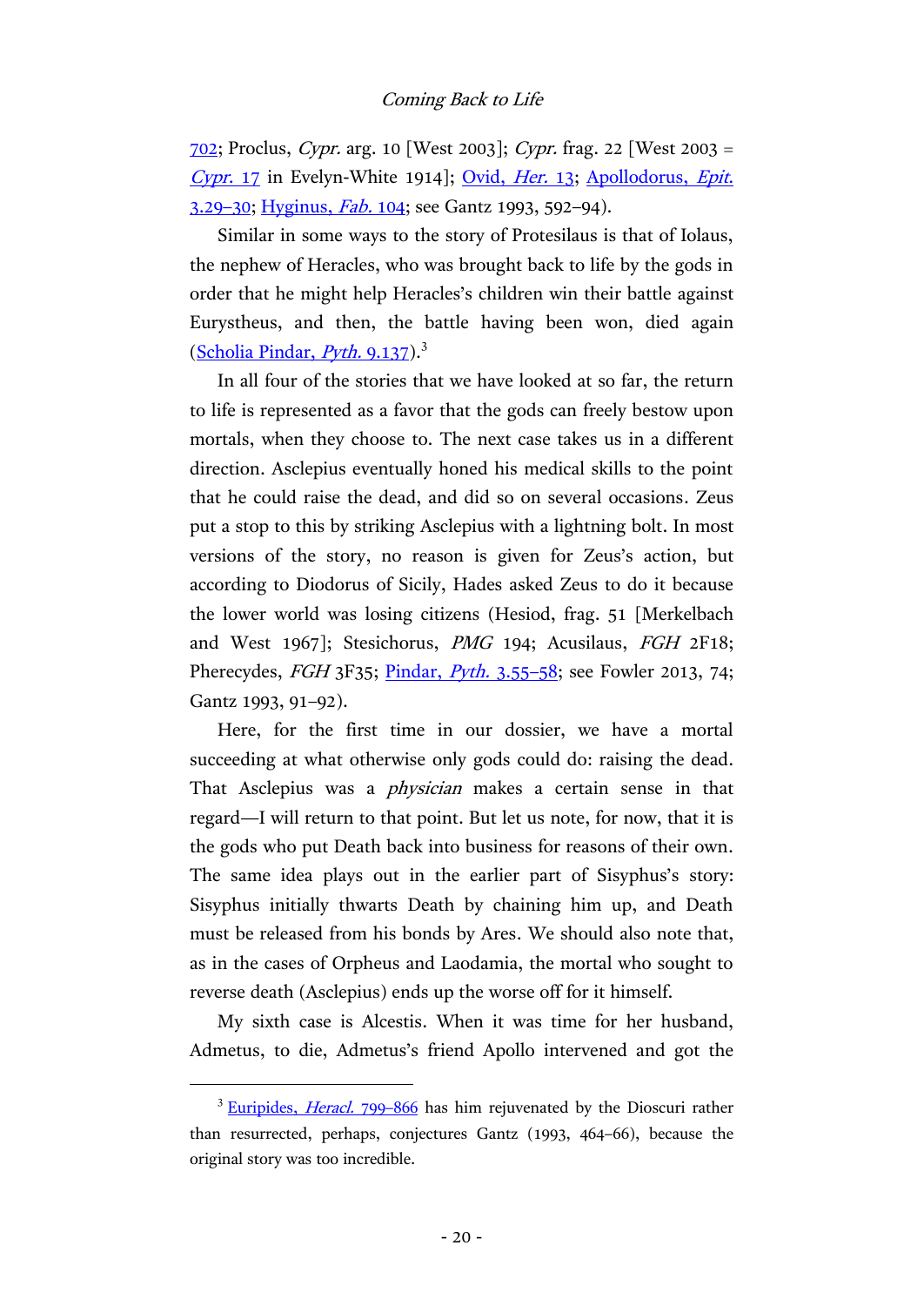702; Proclus, *Cypr.* arg. 10 [West 2003]; *Cypr.* frag. 22 [West 2003 = *Cypr.* 17 in Evelyn-White 1914]; Ovid, *Her.* 13; Apollodorus, *Epit.* 3.29–30; Hyginus, *Fab.* 104; see Gantz 1993, 592–94).

Similar in some ways to the story of Protesilaus is that of Iolaus, the nephew of Heracles, who was brought back to life by the gods in order that he might help Heracles's children win their battle against Eurystheus, and then, the battle having been won, died again (Scholia Pindar, *Pyth.* 9.137).[3]

In all four of the stories that we have looked at so far, the return to life is represented as a favor that the gods can freely bestow upon mortals, when they choose to. The next case takes us in a different direction. Asclepius eventually honed his medical skills to the point that he could raise the dead, and did so on several occasions. Zeus put a stop to this by striking Asclepius with a lightning bolt. In most versions of the story, no reason is given for Zeus's action, but according to Diodorus of Sicily, Hades asked Zeus to do it because the lower world was losing citizens (Hesiod, frag. 51 [Merkelbach and West 1967]; Stesichorus, *PMG* 194; Acusilaus, *FGH* 2F18; Pherecydes, *FGH* 3F35; Pindar, *Pyth.* 3.55–58; see Fowler 2013, 74; Gantz 1993, 91–92).

Here, for the first time in our dossier, we have a mortal succeeding at what otherwise only gods could do: raising the dead. That Asclepius was a *physician* makes a certain sense in that regard—I will return to that point. But let us note, for now, that it is the gods who put Death back into business for reasons of their own. The same idea plays out in the earlier part of Sisyphus's story: Sisyphus initially thwarts Death by chaining him up, and Death must be released from his bonds by Ares. We should also note that, as in the cases of Orpheus and Laodamia, the mortal who sought to reverse death (Asclepius) ends up the worse off for it himself.

My sixth case is Alcestis. When it was time for her husband, Admetus, to die, Admetus's friend Apollo intervened and got the

[3] Euripides, *Heracl.* 799–866 has him rejuvenated by the Dioscuri rather than resurrected, perhaps, conjectures Gantz (1993, 464–66), because the original story was too incredible.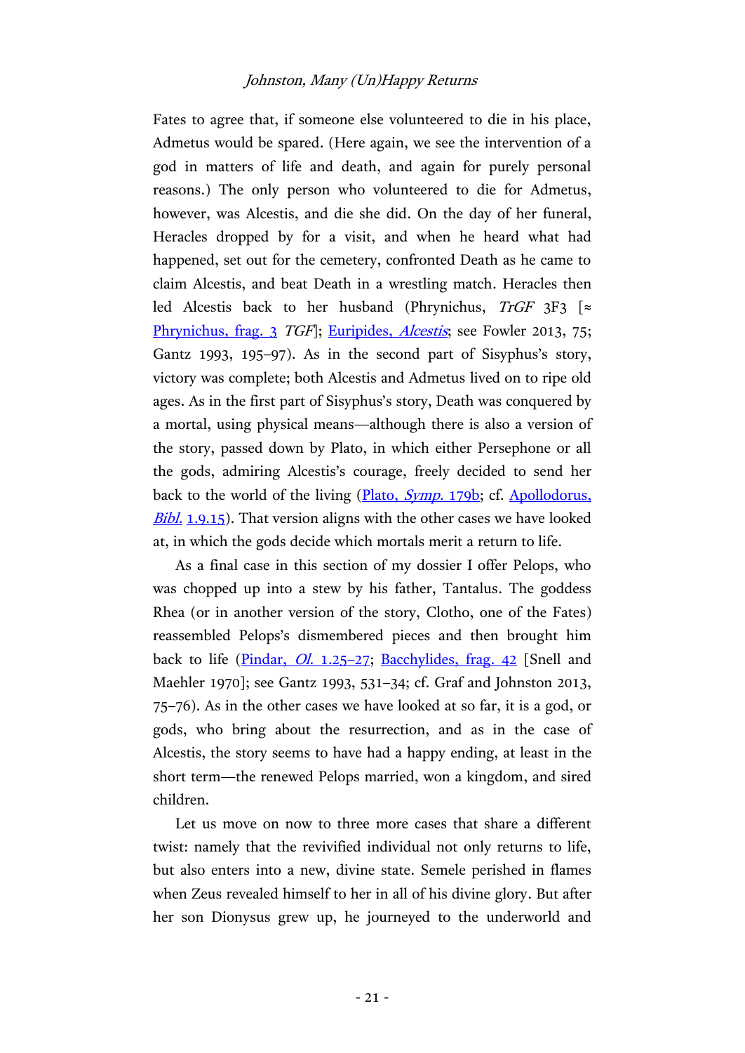Fates to agree that, if someone else volunteered to die in his place, Admetus would be spared. (Here again, we see the intervention of a god in matters of life and death, and again for purely personal reasons.) The only person who volunteered to die for Admetus, however, was Alcestis, and die she did. On the day of her funeral, Heracles dropped by for a visit, and when he heard what had happened, set out for the cemetery, confronted Death as he came to claim Alcestis, and beat Death in a wrestling match. Heracles then led Alcestis back to her husband (Phrynichus, *TrGF* 3F3 [≈ Phrynichus, frag. 3 *TGF*]; Euripides, *Alcestis*; see Fowler 2013, 75; Gantz 1993, 195–97). As in the second part of Sisyphus's story, victory was complete; both Alcestis and Admetus lived on to ripe old ages. As in the first part of Sisyphus's story, Death was conquered by a mortal, using physical means—although there is also a version of the story, passed down by Plato, in which either Persephone or all the gods, admiring Alcestis's courage, freely decided to send her back to the world of the living (Plato, *Symp.* 179b; cf. Apollodorus, *Bibl.* 1.9.15). That version aligns with the other cases we have looked at, in which the gods decide which mortals merit a return to life.

As a final case in this section of my dossier I offer Pelops, who was chopped up into a stew by his father, Tantalus. The goddess Rhea (or in another version of the story, Clotho, one of the Fates) reassembled Pelops's dismembered pieces and then brought him back to life (Pindar, *Ol.* 1.25–27; Bacchylides, frag. 42 [Snell and Maehler 1970]; see Gantz 1993, 531–34; cf. Graf and Johnston 2013, 75–76). As in the other cases we have looked at so far, it is a god, or gods, who bring about the resurrection, and as in the case of Alcestis, the story seems to have had a happy ending, at least in the short term—the renewed Pelops married, won a kingdom, and sired children.

Let us move on now to three more cases that share a different twist: namely that the revivified individual not only returns to life, but also enters into a new, divine state. Semele perished in flames when Zeus revealed himself to her in all of his divine glory. But after her son Dionysus grew up, he journeyed to the underworld and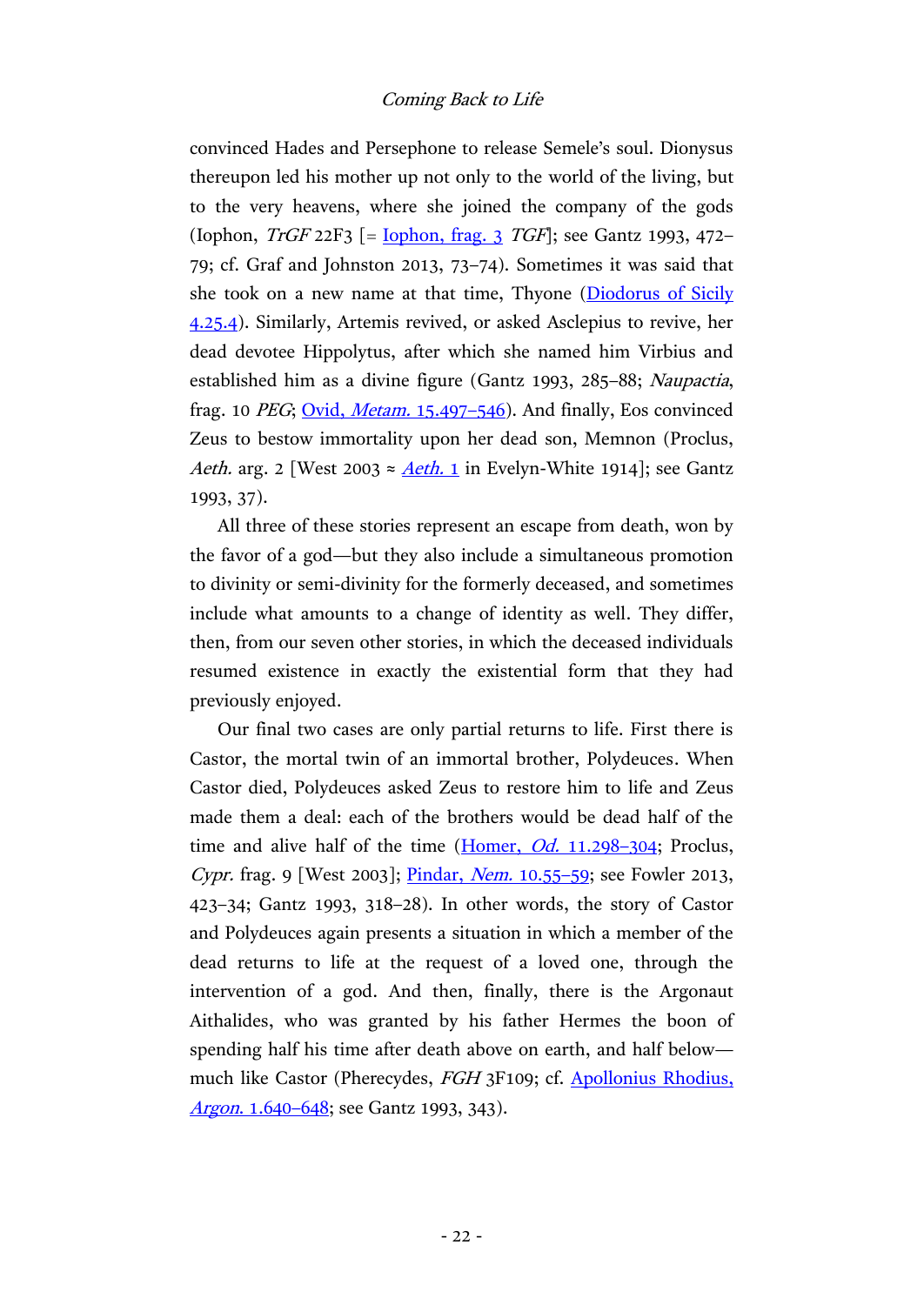convinced Hades and Persephone to release Semele's soul. Dionysus thereupon led his mother up not only to the world of the living, but to the very heavens, where she joined the company of the gods (Iophon, *TrGF* 22F3 [= Iophon, frag. 3 *TGF*]; see Gantz 1993, 472–79; cf. Graf and Johnston 2013, 73–74). Sometimes it was said that she took on a new name at that time, Thyone (Diodorus of Sicily 4.25.4). Similarly, Artemis revived, or asked Asclepius to revive, her dead devotee Hippolytus, after which she named him Virbius and established him as a divine figure (Gantz 1993, 285–88; *Naupactia*, frag. 10 *PEG*; Ovid, *Metam.* 15.497–546). And finally, Eos convinced Zeus to bestow immortality upon her dead son, Memnon (Proclus, *Aeth.* arg. 2 [West 2003 ≈ *Aeth.* 1 in Evelyn-White 1914]; see Gantz 1993, 37).

All three of these stories represent an escape from death, won by the favor of a god—but they also include a simultaneous promotion to divinity or semi-divinity for the formerly deceased, and sometimes include what amounts to a change of identity as well. They differ, then, from our seven other stories, in which the deceased individuals resumed existence in exactly the existential form that they had previously enjoyed.

Our final two cases are only partial returns to life. First there is Castor, the mortal twin of an immortal brother, Polydeuces. When Castor died, Polydeuces asked Zeus to restore him to life and Zeus made them a deal: each of the brothers would be dead half of the time and alive half of the time (Homer, *Od.* 11.298–304; Proclus, *Cypr.* frag. 9 [West 2003]; Pindar, *Nem.* 10.55–59; see Fowler 2013, 423–34; Gantz 1993, 318–28). In other words, the story of Castor and Polydeuces again presents a situation in which a member of the dead returns to life at the request of a loved one, through the intervention of a god. And then, finally, there is the Argonaut Aithalides, who was granted by his father Hermes the boon of spending half his time after death above on earth, and half below—much like Castor (Pherecydes, *FGH* 3F109; cf. Apollonius Rhodius, *Argon.* 1.640–648; see Gantz 1993, 343).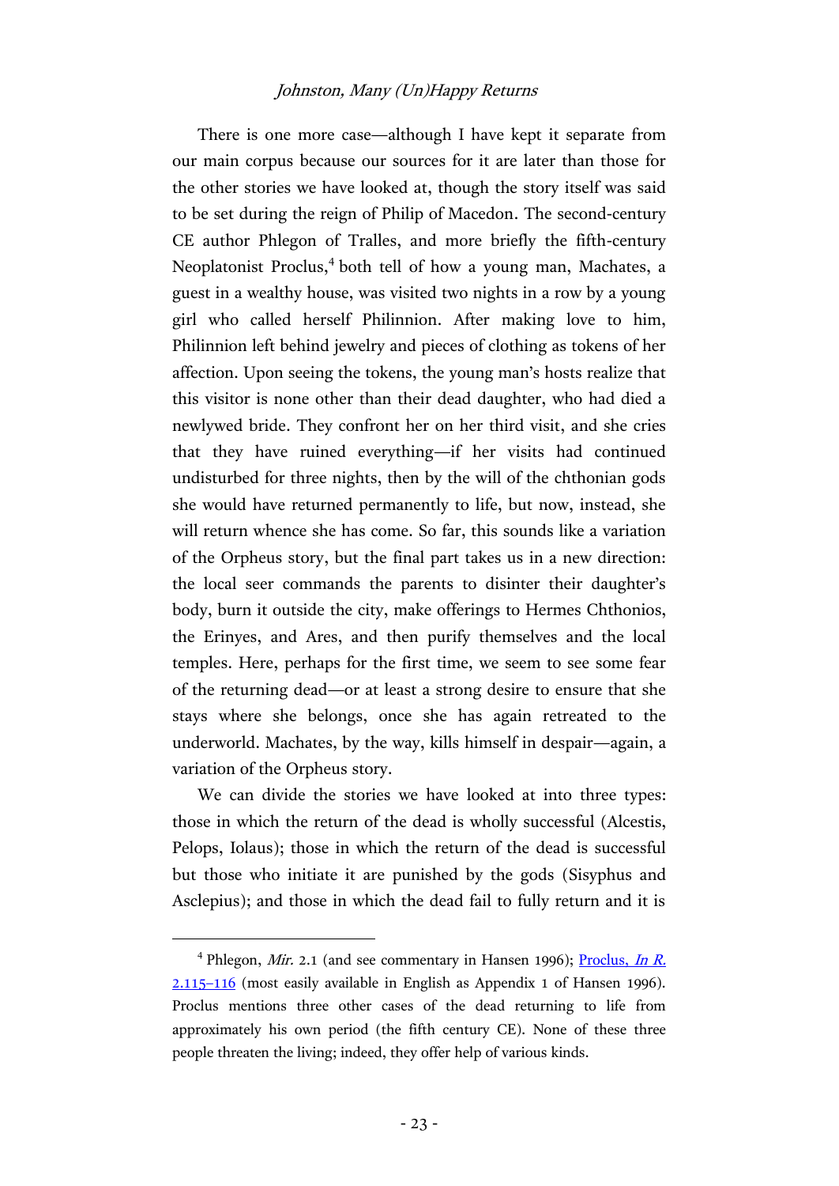There is one more case—although I have kept it separate from our main corpus because our sources for it are later than those for the other stories we have looked at, though the story itself was said to be set during the reign of Philip of Macedon. The second-century CE author Phlegon of Tralles, and more briefly the fifth-century Neoplatonist Proclus,[4] both tell of how a young man, Machates, a guest in a wealthy house, was visited two nights in a row by a young girl who called herself Philinnion. After making love to him, Philinnion left behind jewelry and pieces of clothing as tokens of her affection. Upon seeing the tokens, the young man's hosts realize that this visitor is none other than their dead daughter, who had died a newlywed bride. They confront her on her third visit, and she cries that they have ruined everything—if her visits had continued undisturbed for three nights, then by the will of the chthonian gods she would have returned permanently to life, but now, instead, she will return whence she has come. So far, this sounds like a variation of the Orpheus story, but the final part takes us in a new direction: the local seer commands the parents to disinter their daughter's body, burn it outside the city, make offerings to Hermes Chthonios, the Erinyes, and Ares, and then purify themselves and the local temples. Here, perhaps for the first time, we seem to see some fear of the returning dead—or at least a strong desire to ensure that she stays where she belongs, once she has again retreated to the underworld. Machates, by the way, kills himself in despair—again, a variation of the Orpheus story.

We can divide the stories we have looked at into three types: those in which the return of the dead is wholly successful (Alcestis, Pelops, Iolaus); those in which the return of the dead is successful but those who initiate it are punished by the gods (Sisyphus and Asclepius); and those in which the dead fail to fully return and it is

[4] Phlegon, *Mir.* 2.1 (and see commentary in Hansen 1996); Proclus, *In R.* 2.115–116 (most easily available in English as Appendix 1 of Hansen 1996). Proclus mentions three other cases of the dead returning to life from approximately his own period (the fifth century CE). None of these three people threaten the living; indeed, they offer help of various kinds.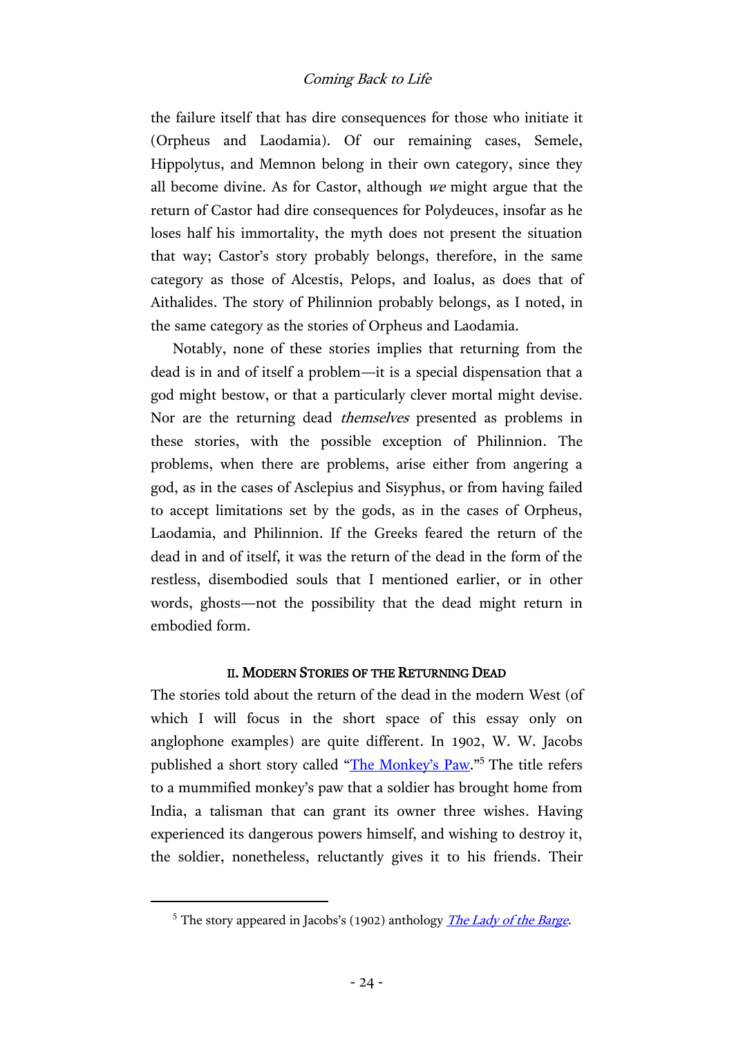the failure itself that has dire consequences for those who initiate it (Orpheus and Laodamia). Of our remaining cases, Semele, Hippolytus, and Memnon belong in their own category, since they all become divine. As for Castor, although *we* might argue that the return of Castor had dire consequences for Polydeuces, insofar as he loses half his immortality, the myth does not present the situation that way; Castor's story probably belongs, therefore, in the same category as those of Alcestis, Pelops, and Ioalus, as does that of Aithalides. The story of Philinnion probably belongs, as I noted, in the same category as the stories of Orpheus and Laodamia.

Notably, none of these stories implies that returning from the dead is in and of itself a problem—it is a special dispensation that a god might bestow, or that a particularly clever mortal might devise. Nor are the returning dead *themselves* presented as problems in these stories, with the possible exception of Philinnion. The problems, when there are problems, arise either from angering a god, as in the cases of Asclepius and Sisyphus, or from having failed to accept limitations set by the gods, as in the cases of Orpheus, Laodamia, and Philinnion. If the Greeks feared the return of the dead in and of itself, it was the return of the dead in the form of the restless, disembodied souls that I mentioned earlier, or in other words, ghosts—not the possibility that the dead might return in embodied form.

## II. Modern Stories of the Returning Dead

The stories told about the return of the dead in the modern West (of which I will focus in the short space of this essay only on anglophone examples) are quite different. In 1902, W. W. Jacobs published a short story called "The Monkey's Paw."[5] The title refers to a mummified monkey's paw that a soldier has brought home from India, a talisman that can grant its owner three wishes. Having experienced its dangerous powers himself, and wishing to destroy it, the soldier, nonetheless, reluctantly gives it to his friends. Their

[5] The story appeared in Jacobs's (1902) anthology *The Lady of the Barge*.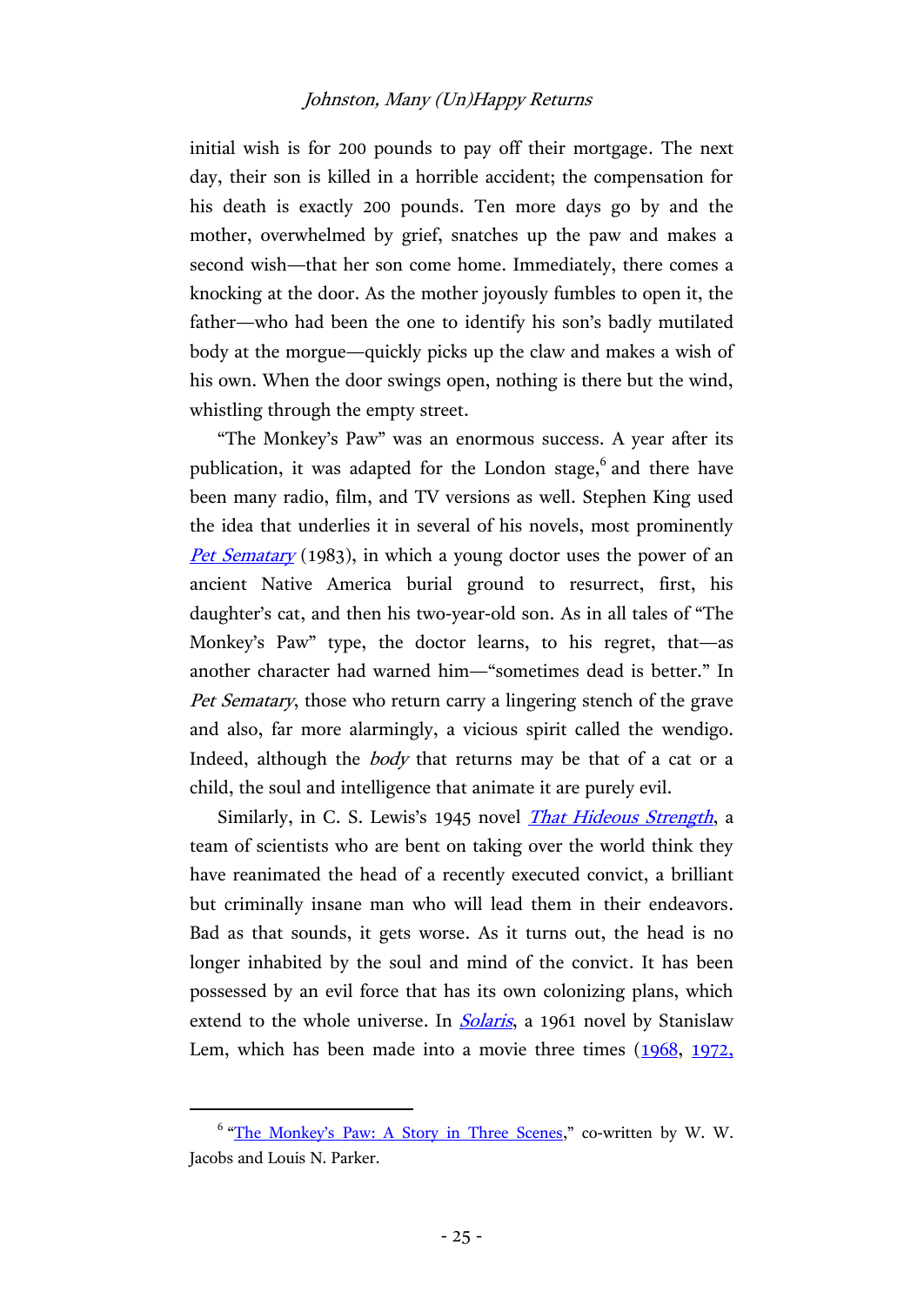initial wish is for 200 pounds to pay off their mortgage. The next day, their son is killed in a horrible accident; the compensation for his death is exactly 200 pounds. Ten more days go by and the mother, overwhelmed by grief, snatches up the paw and makes a second wish—that her son come home. Immediately, there comes a knocking at the door. As the mother joyously fumbles to open it, the father—who had been the one to identify his son's badly mutilated body at the morgue—quickly picks up the claw and makes a wish of his own. When the door swings open, nothing is there but the wind, whistling through the empty street.

"The Monkey's Paw" was an enormous success. A year after its publication, it was adapted for the London stage,[6] and there have been many radio, film, and TV versions as well. Stephen King used the idea that underlies it in several of his novels, most prominently *Pet Sematary* (1983), in which a young doctor uses the power of an ancient Native America burial ground to resurrect, first, his daughter's cat, and then his two-year-old son. As in all tales of "The Monkey's Paw" type, the doctor learns, to his regret, that—as another character had warned him—"sometimes dead is better." In *Pet Sematary*, those who return carry a lingering stench of the grave and also, far more alarmingly, a vicious spirit called the wendigo. Indeed, although the *body* that returns may be that of a cat or a child, the soul and intelligence that animate it are purely evil.

Similarly, in C. S. Lewis's 1945 novel *That Hideous Strength*, a team of scientists who are bent on taking over the world think they have reanimated the head of a recently executed convict, a brilliant but criminally insane man who will lead them in their endeavors. Bad as that sounds, it gets worse. As it turns out, the head is no longer inhabited by the soul and mind of the convict. It has been possessed by an evil force that has its own colonizing plans, which extend to the whole universe. In *Solaris*, a 1961 novel by Stanislaw Lem, which has been made into a movie three times (1968, 1972,

[6] "The Monkey's Paw: A Story in Three Scenes," co-written by W. W. Jacobs and Louis N. Parker.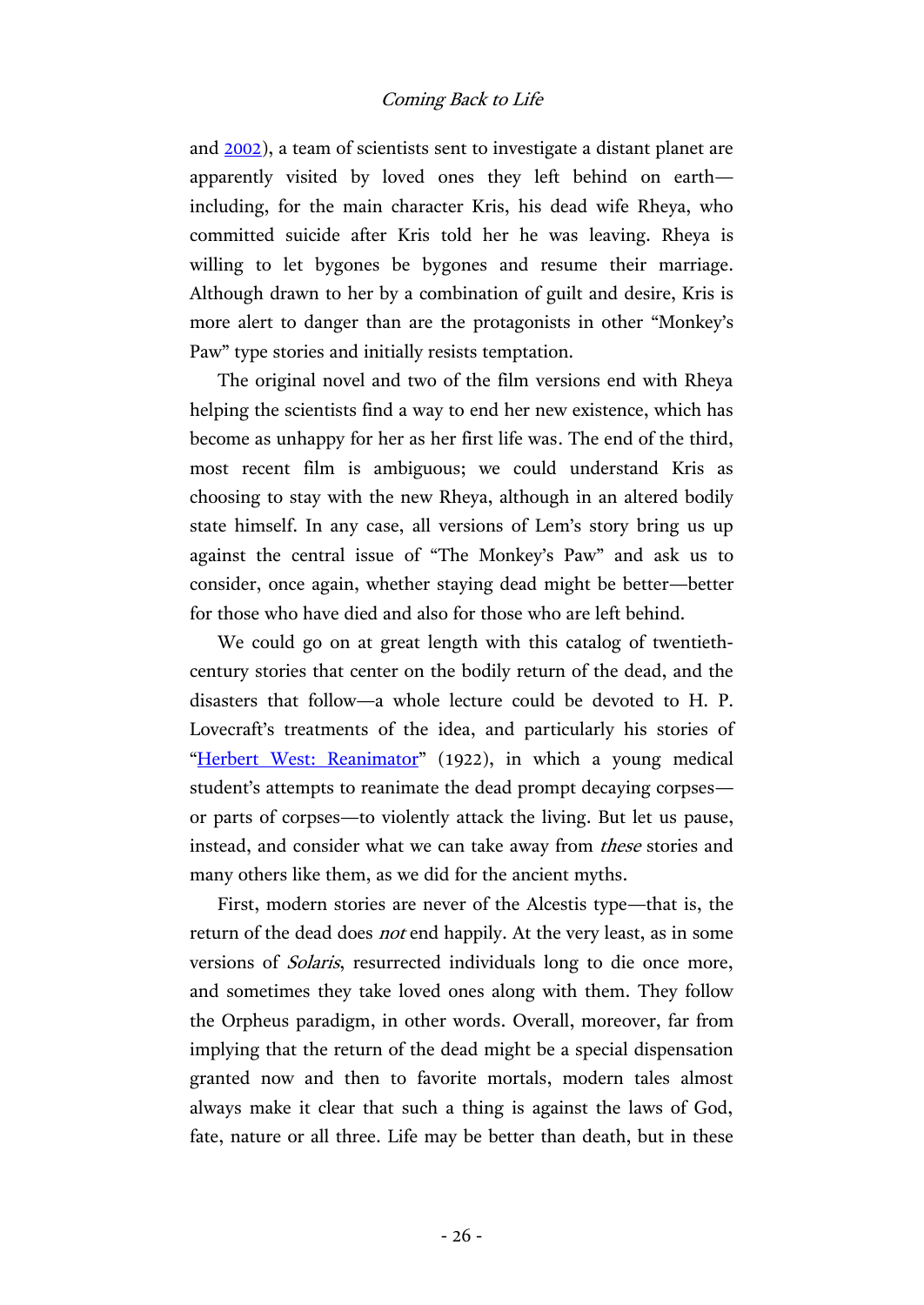and 2002), a team of scientists sent to investigate a distant planet are apparently visited by loved ones they left behind on earth—including, for the main character Kris, his dead wife Rheya, who committed suicide after Kris told her he was leaving. Rheya is willing to let bygones be bygones and resume their marriage. Although drawn to her by a combination of guilt and desire, Kris is more alert to danger than are the protagonists in other "Monkey's Paw" type stories and initially resists temptation.

The original novel and two of the film versions end with Rheya helping the scientists find a way to end her new existence, which has become as unhappy for her as her first life was. The end of the third, most recent film is ambiguous; we could understand Kris as choosing to stay with the new Rheya, although in an altered bodily state himself. In any case, all versions of Lem's story bring us up against the central issue of "The Monkey's Paw" and ask us to consider, once again, whether staying dead might be better—better for those who have died and also for those who are left behind.

We could go on at great length with this catalog of twentieth-century stories that center on the bodily return of the dead, and the disasters that follow—a whole lecture could be devoted to H. P. Lovecraft's treatments of the idea, and particularly his stories of "Herbert West: Reanimator" (1922), in which a young medical student's attempts to reanimate the dead prompt decaying corpses—or parts of corpses—to violently attack the living. But let us pause, instead, and consider what we can take away from *these* stories and many others like them, as we did for the ancient myths.

First, modern stories are never of the Alcestis type—that is, the return of the dead does *not* end happily. At the very least, as in some versions of *Solaris*, resurrected individuals long to die once more, and sometimes they take loved ones along with them. They follow the Orpheus paradigm, in other words. Overall, moreover, far from implying that the return of the dead might be a special dispensation granted now and then to favorite mortals, modern tales almost always make it clear that such a thing is against the laws of God, fate, nature or all three. Life may be better than death, but in these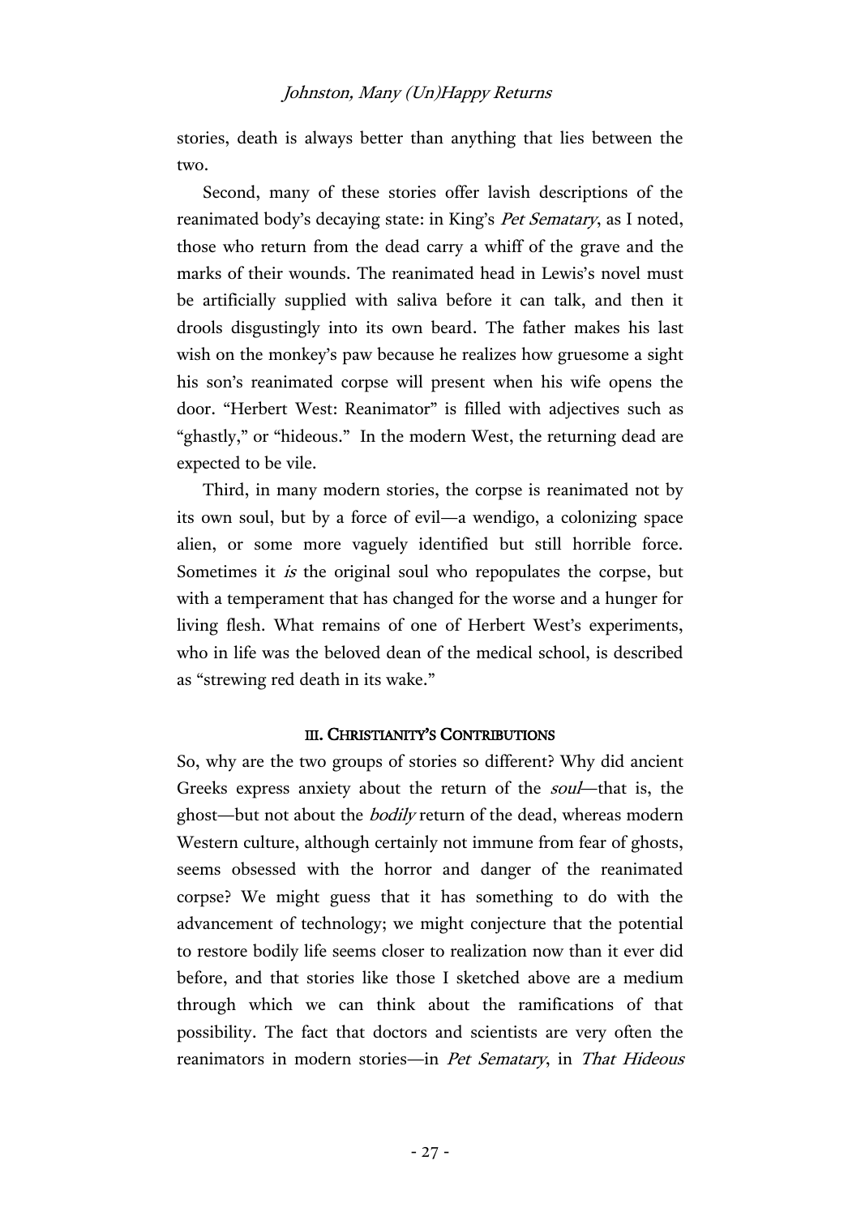stories, death is always better than anything that lies between the two.

Second, many of these stories offer lavish descriptions of the reanimated body's decaying state: in King's *Pet Sematary*, as I noted, those who return from the dead carry a whiff of the grave and the marks of their wounds. The reanimated head in Lewis's novel must be artificially supplied with saliva before it can talk, and then it drools disgustingly into its own beard. The father makes his last wish on the monkey's paw because he realizes how gruesome a sight his son's reanimated corpse will present when his wife opens the door. "Herbert West: Reanimator" is filled with adjectives such as "ghastly," or "hideous." In the modern West, the returning dead are expected to be vile.

Third, in many modern stories, the corpse is reanimated not by its own soul, but by a force of evil—a wendigo, a colonizing space alien, or some more vaguely identified but still horrible force. Sometimes it *is* the original soul who repopulates the corpse, but with a temperament that has changed for the worse and a hunger for living flesh. What remains of one of Herbert West's experiments, who in life was the beloved dean of the medical school, is described as "strewing red death in its wake."

## III. Christianity's Contributions

So, why are the two groups of stories so different? Why did ancient Greeks express anxiety about the return of the *soul*—that is, the ghost—but not about the *bodily* return of the dead, whereas modern Western culture, although certainly not immune from fear of ghosts, seems obsessed with the horror and danger of the reanimated corpse? We might guess that it has something to do with the advancement of technology; we might conjecture that the potential to restore bodily life seems closer to realization now than it ever did before, and that stories like those I sketched above are a medium through which we can think about the ramifications of that possibility. The fact that doctors and scientists are very often the reanimators in modern stories—in *Pet Sematary*, in *That Hideous*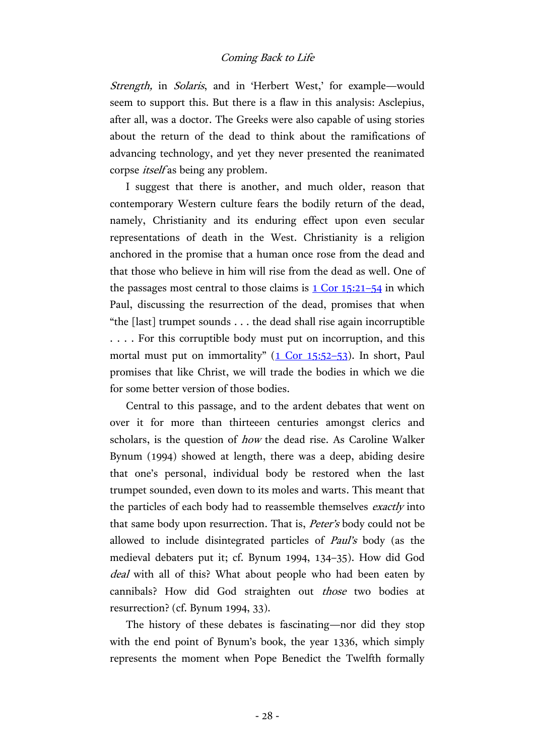*Strength,* in *Solaris*, and in 'Herbert West,' for example—would seem to support this. But there is a flaw in this analysis: Asclepius, after all, was a doctor. The Greeks were also capable of using stories about the return of the dead to think about the ramifications of advancing technology, and yet they never presented the reanimated corpse *itself* as being any problem.

I suggest that there is another, and much older, reason that contemporary Western culture fears the bodily return of the dead, namely, Christianity and its enduring effect upon even secular representations of death in the West. Christianity is a religion anchored in the promise that a human once rose from the dead and that those who believe in him will rise from the dead as well. One of the passages most central to those claims is 1 Cor 15:21–54 in which Paul, discussing the resurrection of the dead, promises that when "the [last] trumpet sounds . . . the dead shall rise again incorruptible . . . . For this corruptible body must put on incorruption, and this mortal must put on immortality" (1 Cor 15:52–53). In short, Paul promises that like Christ, we will trade the bodies in which we die for some better version of those bodies.

Central to this passage, and to the ardent debates that went on over it for more than thirteeen centuries amongst clerics and scholars, is the question of *how* the dead rise. As Caroline Walker Bynum (1994) showed at length, there was a deep, abiding desire that one's personal, individual body be restored when the last trumpet sounded, even down to its moles and warts. This meant that the particles of each body had to reassemble themselves *exactly* into that same body upon resurrection. That is, *Peter's* body could not be allowed to include disintegrated particles of *Paul's* body (as the medieval debaters put it; cf. Bynum 1994, 134–35). How did God *deal* with all of this? What about people who had been eaten by cannibals? How did God straighten out *those* two bodies at resurrection? (cf. Bynum 1994, 33).

The history of these debates is fascinating—nor did they stop with the end point of Bynum's book, the year 1336, which simply represents the moment when Pope Benedict the Twelfth formally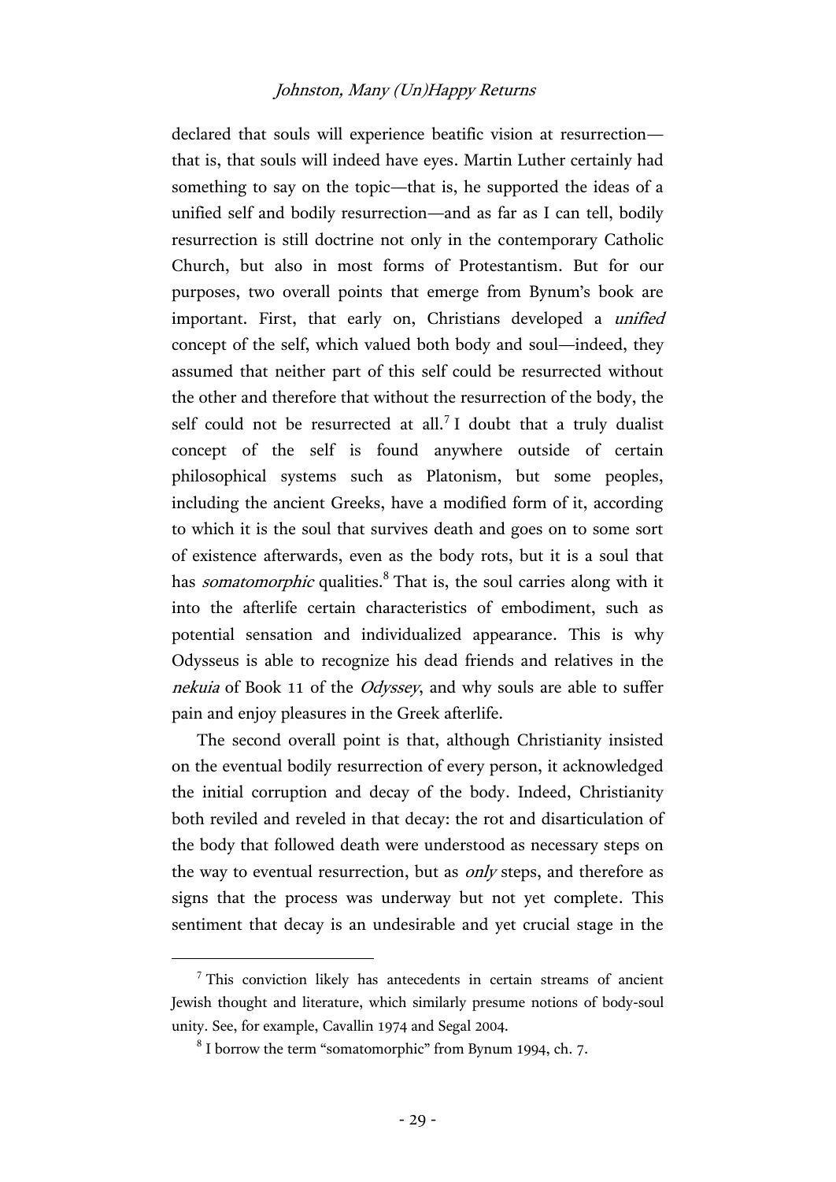declared that souls will experience beatific vision at resurrection—that is, that souls will indeed have eyes. Martin Luther certainly had something to say on the topic—that is, he supported the ideas of a unified self and bodily resurrection—and as far as I can tell, bodily resurrection is still doctrine not only in the contemporary Catholic Church, but also in most forms of Protestantism. But for our purposes, two overall points that emerge from Bynum's book are important. First, that early on, Christians developed a *unified* concept of the self, which valued both body and soul—indeed, they assumed that neither part of this self could be resurrected without the other and therefore that without the resurrection of the body, the self could not be resurrected at all.[7] I doubt that a truly dualist concept of the self is found anywhere outside of certain philosophical systems such as Platonism, but some peoples, including the ancient Greeks, have a modified form of it, according to which it is the soul that survives death and goes on to some sort of existence afterwards, even as the body rots, but it is a soul that has *somatomorphic* qualities.[8] That is, the soul carries along with it into the afterlife certain characteristics of embodiment, such as potential sensation and individualized appearance. This is why Odysseus is able to recognize his dead friends and relatives in the *nekuia* of Book 11 of the *Odyssey*, and why souls are able to suffer pain and enjoy pleasures in the Greek afterlife.

The second overall point is that, although Christianity insisted on the eventual bodily resurrection of every person, it acknowledged the initial corruption and decay of the body. Indeed, Christianity both reviled and reveled in that decay: the rot and disarticulation of the body that followed death were understood as necessary steps on the way to eventual resurrection, but as *only* steps, and therefore as signs that the process was underway but not yet complete. This sentiment that decay is an undesirable and yet crucial stage in the

---

[7] This conviction likely has antecedents in certain streams of ancient Jewish thought and literature, which similarly presume notions of body-soul unity. See, for example, Cavallin 1974 and Segal 2004.

[8] I borrow the term "somatomorphic" from Bynum 1994, ch. 7.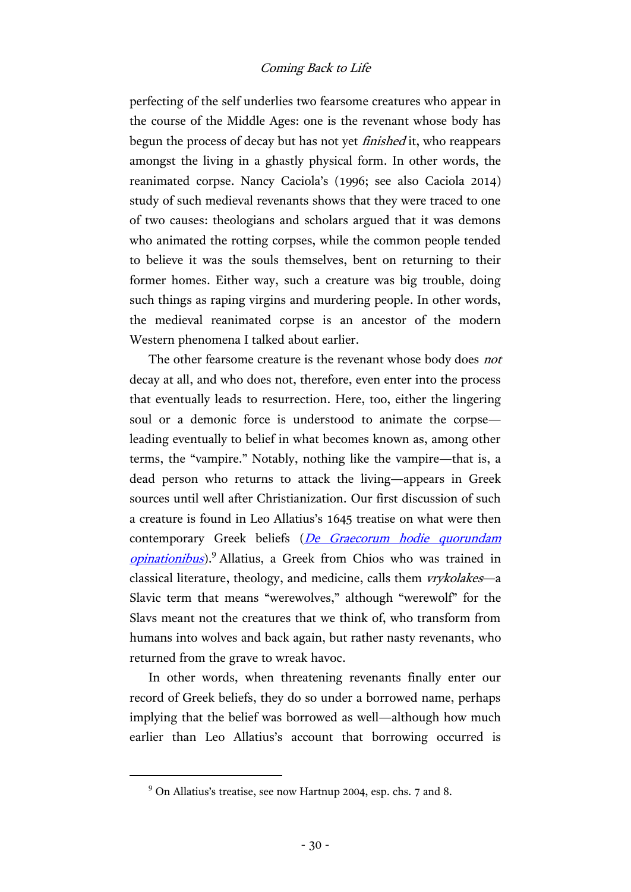perfecting of the self underlies two fearsome creatures who appear in the course of the Middle Ages: one is the revenant whose body has begun the process of decay but has not yet *finished* it, who reappears amongst the living in a ghastly physical form. In other words, the reanimated corpse. Nancy Caciola's (1996; see also Caciola 2014) study of such medieval revenants shows that they were traced to one of two causes: theologians and scholars argued that it was demons who animated the rotting corpses, while the common people tended to believe it was the souls themselves, bent on returning to their former homes. Either way, such a creature was big trouble, doing such things as raping virgins and murdering people. In other words, the medieval reanimated corpse is an ancestor of the modern Western phenomena I talked about earlier.

The other fearsome creature is the revenant whose body does *not* decay at all, and who does not, therefore, even enter into the process that eventually leads to resurrection. Here, too, either the lingering soul or a demonic force is understood to animate the corpse—leading eventually to belief in what becomes known as, among other terms, the "vampire." Notably, nothing like the vampire—that is, a dead person who returns to attack the living—appears in Greek sources until well after Christianization. Our first discussion of such a creature is found in Leo Allatius's 1645 treatise on what were then contemporary Greek beliefs (*De Graecorum hodie quorundam opinationibus*).[9] Allatius, a Greek from Chios who was trained in classical literature, theology, and medicine, calls them *vrykolakes*—a Slavic term that means "werewolves," although "werewolf" for the Slavs meant not the creatures that we think of, who transform from humans into wolves and back again, but rather nasty revenants, who returned from the grave to wreak havoc.

In other words, when threatening revenants finally enter our record of Greek beliefs, they do so under a borrowed name, perhaps implying that the belief was borrowed as well—although how much earlier than Leo Allatius's account that borrowing occurred is

[9] On Allatius's treatise, see now Hartnup 2004, esp. chs. 7 and 8.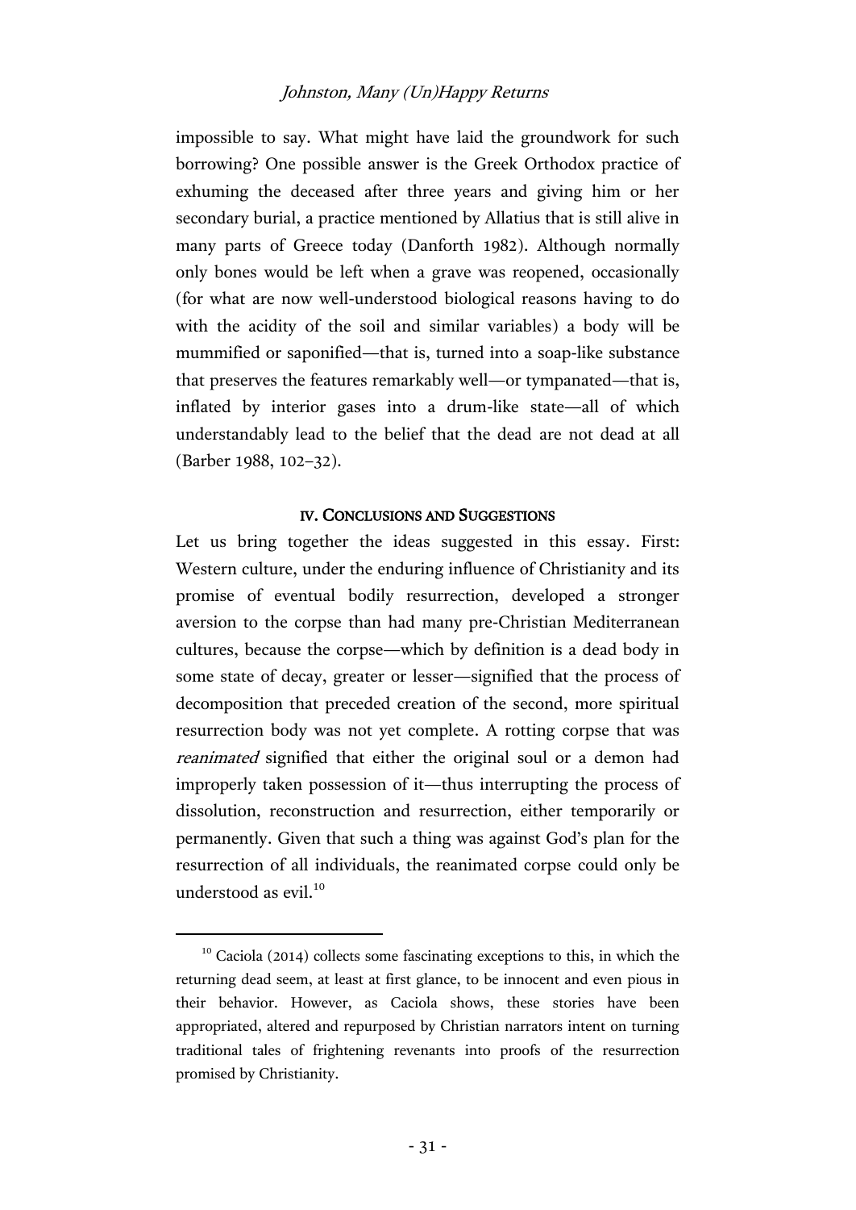impossible to say. What might have laid the groundwork for such borrowing? One possible answer is the Greek Orthodox practice of exhuming the deceased after three years and giving him or her secondary burial, a practice mentioned by Allatius that is still alive in many parts of Greece today (Danforth 1982). Although normally only bones would be left when a grave was reopened, occasionally (for what are now well-understood biological reasons having to do with the acidity of the soil and similar variables) a body will be mummified or saponified—that is, turned into a soap-like substance that preserves the features remarkably well—or tympanated—that is, inflated by interior gases into a drum-like state—all of which understandably lead to the belief that the dead are not dead at all (Barber 1988, 102–32).

## IV. Conclusions and Suggestions

Let us bring together the ideas suggested in this essay. First: Western culture, under the enduring influence of Christianity and its promise of eventual bodily resurrection, developed a stronger aversion to the corpse than had many pre-Christian Mediterranean cultures, because the corpse—which by definition is a dead body in some state of decay, greater or lesser—signified that the process of decomposition that preceded creation of the second, more spiritual resurrection body was not yet complete. A rotting corpse that was *reanimated* signified that either the original soul or a demon had improperly taken possession of it—thus interrupting the process of dissolution, reconstruction and resurrection, either temporarily or permanently. Given that such a thing was against God's plan for the resurrection of all individuals, the reanimated corpse could only be understood as evil.[10]

[10] Caciola (2014) collects some fascinating exceptions to this, in which the returning dead seem, at least at first glance, to be innocent and even pious in their behavior. However, as Caciola shows, these stories have been appropriated, altered and repurposed by Christian narrators intent on turning traditional tales of frightening revenants into proofs of the resurrection promised by Christianity.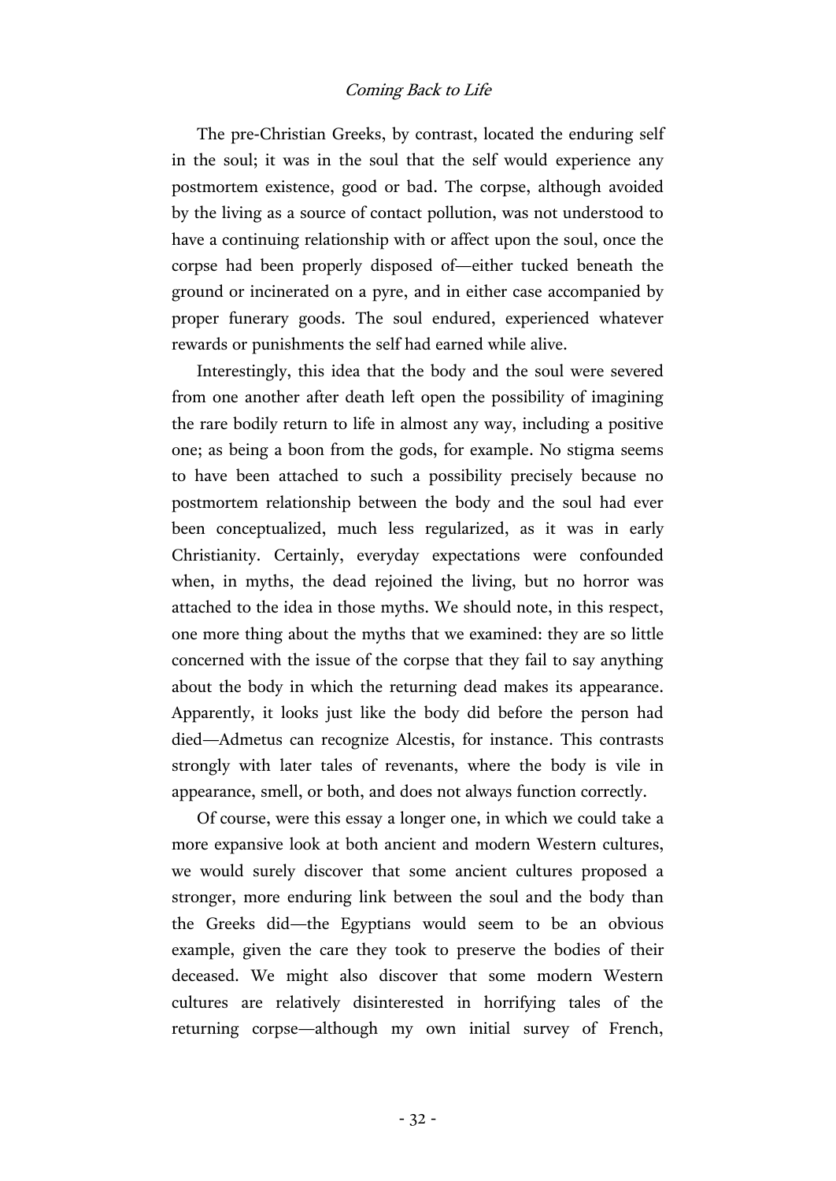The pre-Christian Greeks, by contrast, located the enduring self in the soul; it was in the soul that the self would experience any postmortem existence, good or bad. The corpse, although avoided by the living as a source of contact pollution, was not understood to have a continuing relationship with or affect upon the soul, once the corpse had been properly disposed of—either tucked beneath the ground or incinerated on a pyre, and in either case accompanied by proper funerary goods. The soul endured, experienced whatever rewards or punishments the self had earned while alive.

Interestingly, this idea that the body and the soul were severed from one another after death left open the possibility of imagining the rare bodily return to life in almost any way, including a positive one; as being a boon from the gods, for example. No stigma seems to have been attached to such a possibility precisely because no postmortem relationship between the body and the soul had ever been conceptualized, much less regularized, as it was in early Christianity. Certainly, everyday expectations were confounded when, in myths, the dead rejoined the living, but no horror was attached to the idea in those myths. We should note, in this respect, one more thing about the myths that we examined: they are so little concerned with the issue of the corpse that they fail to say anything about the body in which the returning dead makes its appearance. Apparently, it looks just like the body did before the person had died—Admetus can recognize Alcestis, for instance. This contrasts strongly with later tales of revenants, where the body is vile in appearance, smell, or both, and does not always function correctly.

Of course, were this essay a longer one, in which we could take a more expansive look at both ancient and modern Western cultures, we would surely discover that some ancient cultures proposed a stronger, more enduring link between the soul and the body than the Greeks did—the Egyptians would seem to be an obvious example, given the care they took to preserve the bodies of their deceased. We might also discover that some modern Western cultures are relatively disinterested in horrifying tales of the returning corpse—although my own initial survey of French,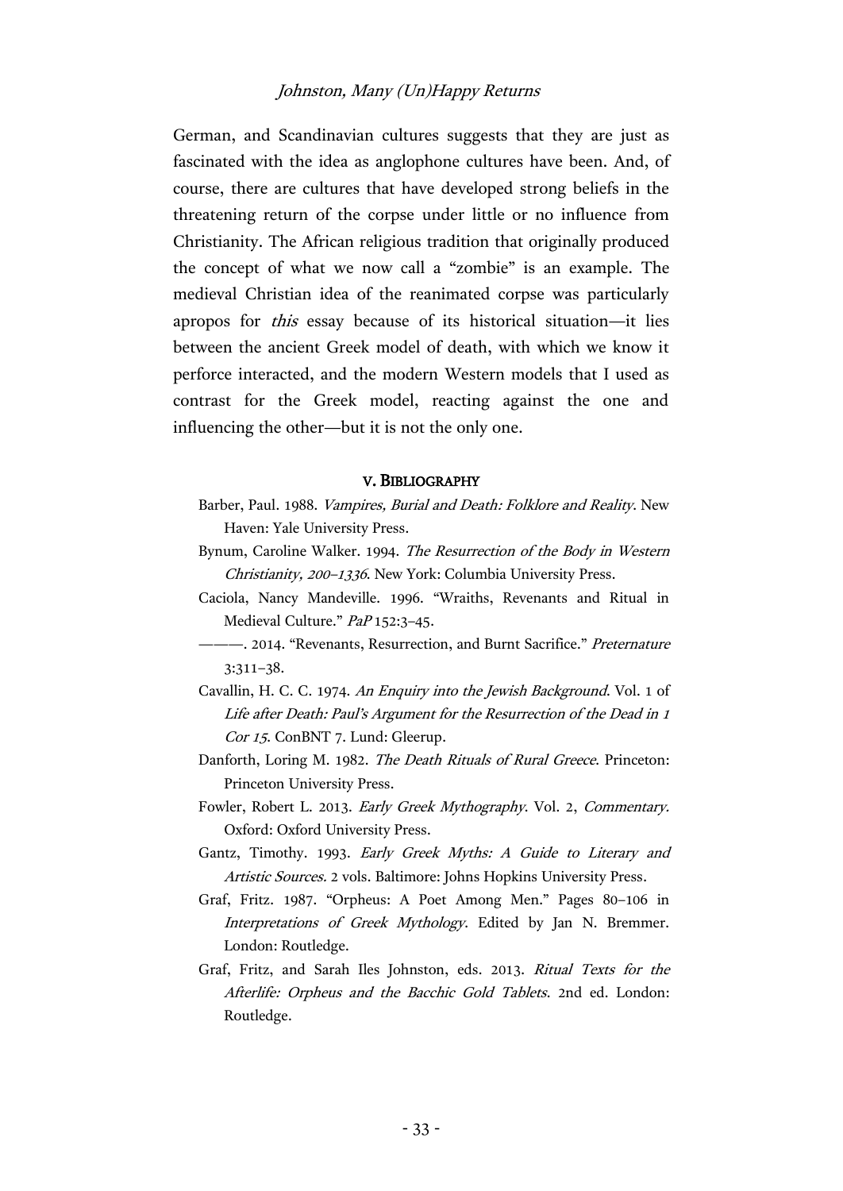German, and Scandinavian cultures suggests that they are just as fascinated with the idea as anglophone cultures have been. And, of course, there are cultures that have developed strong beliefs in the threatening return of the corpse under little or no influence from Christianity. The African religious tradition that originally produced the concept of what we now call a "zombie" is an example. The medieval Christian idea of the reanimated corpse was particularly apropos for *this* essay because of its historical situation—it lies between the ancient Greek model of death, with which we know it perforce interacted, and the modern Western models that I used as contrast for the Greek model, reacting against the one and influencing the other—but it is not the only one.

## V. Bibliography

Barber, Paul. 1988. *Vampires, Burial and Death: Folklore and Reality*. New Haven: Yale University Press.

Bynum, Caroline Walker. 1994. *The Resurrection of the Body in Western Christianity, 200–1336*. New York: Columbia University Press.

Caciola, Nancy Mandeville. 1996. "Wraiths, Revenants and Ritual in Medieval Culture." *PaP* 152:3–45.

———. 2014. "Revenants, Resurrection, and Burnt Sacrifice." *Preternature* 3:311–38.

Cavallin, H. C. C. 1974. *An Enquiry into the Jewish Background*. Vol. 1 of *Life after Death: Paul's Argument for the Resurrection of the Dead in 1 Cor 15*. ConBNT 7. Lund: Gleerup.

Danforth, Loring M. 1982. *The Death Rituals of Rural Greece*. Princeton: Princeton University Press.

Fowler, Robert L. 2013. *Early Greek Mythography*. Vol. 2, *Commentary.* Oxford: Oxford University Press.

Gantz, Timothy. 1993. *Early Greek Myths: A Guide to Literary and Artistic Sources.* 2 vols. Baltimore: Johns Hopkins University Press.

Graf, Fritz. 1987. "Orpheus: A Poet Among Men." Pages 80–106 in *Interpretations of Greek Mythology*. Edited by Jan N. Bremmer. London: Routledge.

Graf, Fritz, and Sarah Iles Johnston, eds. 2013. *Ritual Texts for the Afterlife: Orpheus and the Bacchic Gold Tablets*. 2nd ed. London: Routledge.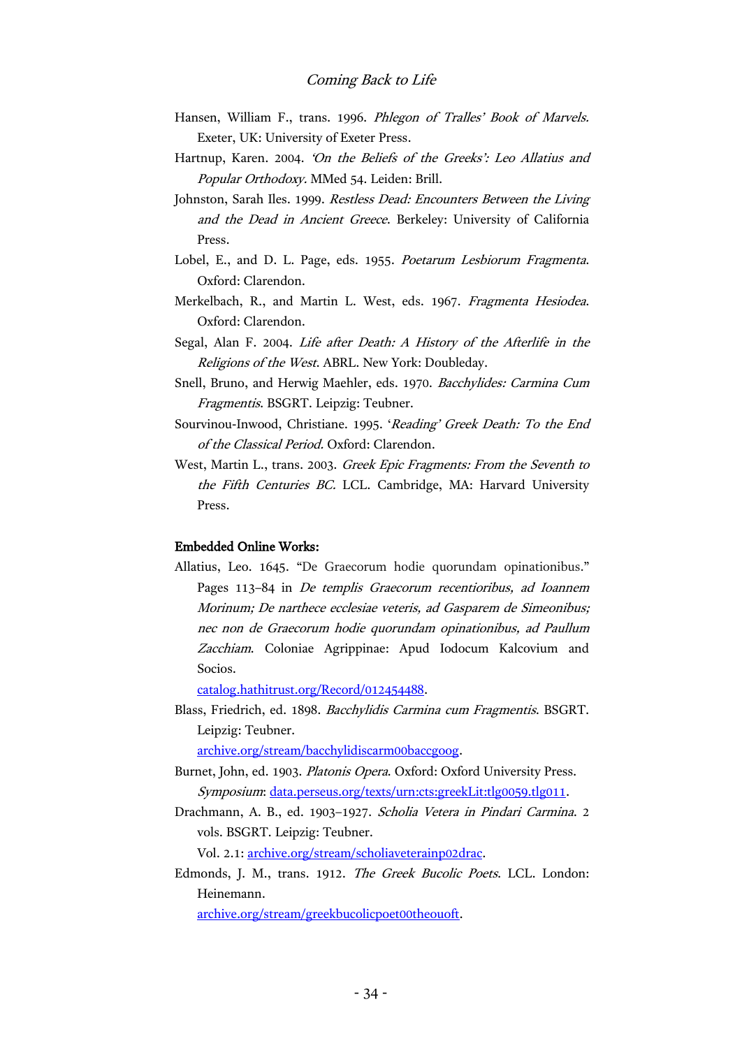Hansen, William F., trans. 1996. *Phlegon of Tralles' Book of Marvels*. Exeter, UK: University of Exeter Press.

Hartnup, Karen. 2004. *'On the Beliefs of the Greeks': Leo Allatius and Popular Orthodoxy*. MMed 54. Leiden: Brill.

Johnston, Sarah Iles. 1999. *Restless Dead: Encounters Between the Living and the Dead in Ancient Greece*. Berkeley: University of California Press.

Lobel, E., and D. L. Page, eds. 1955. *Poetarum Lesbiorum Fragmenta*. Oxford: Clarendon.

Merkelbach, R., and Martin L. West, eds. 1967. *Fragmenta Hesiodea*. Oxford: Clarendon.

Segal, Alan F. 2004. *Life after Death: A History of the Afterlife in the Religions of the West*. ABRL. New York: Doubleday.

Snell, Bruno, and Herwig Maehler, eds. 1970. *Bacchylides: Carmina Cum Fragmentis*. BSGRT. Leipzig: Teubner.

Sourvinou-Inwood, Christiane. 1995. '*Reading' Greek Death: To the End of the Classical Period*. Oxford: Clarendon.

West, Martin L., trans. 2003. *Greek Epic Fragments: From the Seventh to the Fifth Centuries BC*. LCL. Cambridge, MA: Harvard University Press.

**Embedded Online Works:**

Allatius, Leo. 1645. "De Graecorum hodie quorundam opinationibus." Pages 113–84 in *De templis Graecorum recentioribus, ad Ioannem Morinum; De narthece ecclesiae veteris, ad Gasparem de Simeonibus; nec non de Graecorum hodie quorundam opinationibus, ad Paullum Zacchiam*. Coloniae Agrippinae: Apud Iodocum Kalcovium and Socios.
catalog.hathitrust.org/Record/012454488.

Blass, Friedrich, ed. 1898. *Bacchylidis Carmina cum Fragmentis*. BSGRT. Leipzig: Teubner.
archive.org/stream/bacchylidiscarm00baccgoog.

Burnet, John, ed. 1903. *Platonis Opera*. Oxford: Oxford University Press.
*Symposium*: data.perseus.org/texts/urn:cts:greekLit:tlg0059.tlg011.

Drachmann, A. B., ed. 1903–1927. *Scholia Vetera in Pindari Carmina*. 2 vols. BSGRT. Leipzig: Teubner.
Vol. 2.1: archive.org/stream/scholiaveterainp02drac.

Edmonds, J. M., trans. 1912. *The Greek Bucolic Poets*. LCL. London: Heinemann.
archive.org/stream/greekbucolicpoet00theouoft.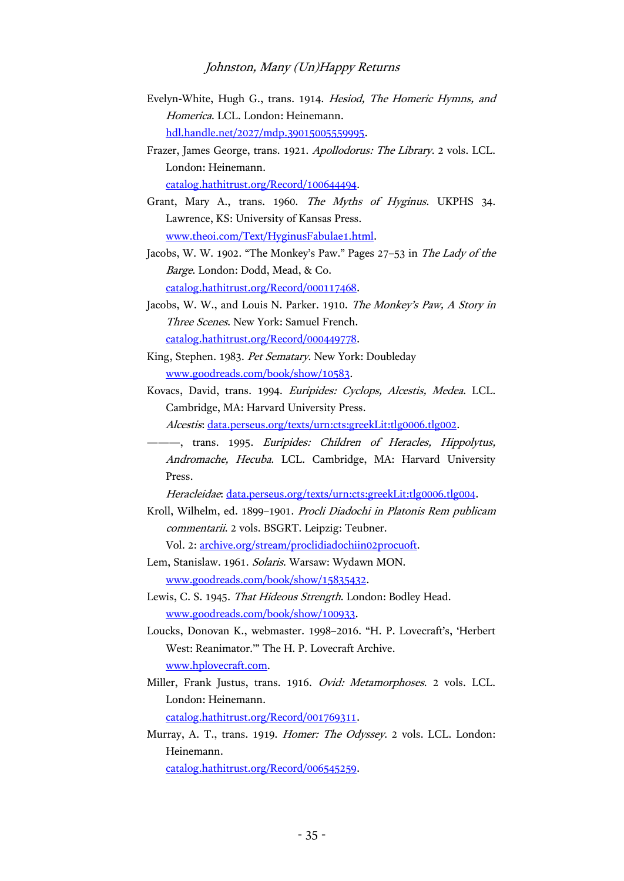Evelyn-White, Hugh G., trans. 1914. *Hesiod, The Homeric Hymns, and Homerica*. LCL. London: Heinemann. hdl.handle.net/2027/mdp.39015005559995.

Frazer, James George, trans. 1921. *Apollodorus: The Library*. 2 vols. LCL. London: Heinemann. catalog.hathitrust.org/Record/100644494.

Grant, Mary A., trans. 1960. *The Myths of Hyginus*. UKPHS 34. Lawrence, KS: University of Kansas Press. www.theoi.com/Text/HyginusFabulae1.html.

Jacobs, W. W. 1902. "The Monkey's Paw." Pages 27–53 in *The Lady of the Barge*. London: Dodd, Mead, & Co. catalog.hathitrust.org/Record/000117468.

Jacobs, W. W., and Louis N. Parker. 1910. *The Monkey's Paw, A Story in Three Scenes*. New York: Samuel French. catalog.hathitrust.org/Record/000449778.

King, Stephen. 1983. *Pet Sematary*. New York: Doubleday www.goodreads.com/book/show/10583.

Kovacs, David, trans. 1994. *Euripides: Cyclops, Alcestis, Medea*. LCL. Cambridge, MA: Harvard University Press.
*Alcestis*: data.perseus.org/texts/urn:cts:greekLit:tlg0006.tlg002.

———, trans. 1995. *Euripides: Children of Heracles, Hippolytus, Andromache, Hecuba*. LCL. Cambridge, MA: Harvard University Press.
*Heracleidae*: data.perseus.org/texts/urn:cts:greekLit:tlg0006.tlg004.

Kroll, Wilhelm, ed. 1899–1901. *Procli Diadochi in Platonis Rem publicam commentarii*. 2 vols. BSGRT. Leipzig: Teubner.
Vol. 2: archive.org/stream/proclidiadochiin02procuoft.

Lem, Stanislaw. 1961. *Solaris*. Warsaw: Wydawn MON. www.goodreads.com/book/show/15835432.

Lewis, C. S. 1945. *That Hideous Strength*. London: Bodley Head. www.goodreads.com/book/show/100933.

Loucks, Donovan K., webmaster. 1998–2016. "H. P. Lovecraft's, 'Herbert West: Reanimator.'" The H. P. Lovecraft Archive. www.hplovecraft.com.

Miller, Frank Justus, trans. 1916. *Ovid: Metamorphoses*. 2 vols. LCL. London: Heinemann. catalog.hathitrust.org/Record/001769311.

Murray, A. T., trans. 1919. *Homer: The Odyssey*. 2 vols. LCL. London: Heinemann. catalog.hathitrust.org/Record/006545259.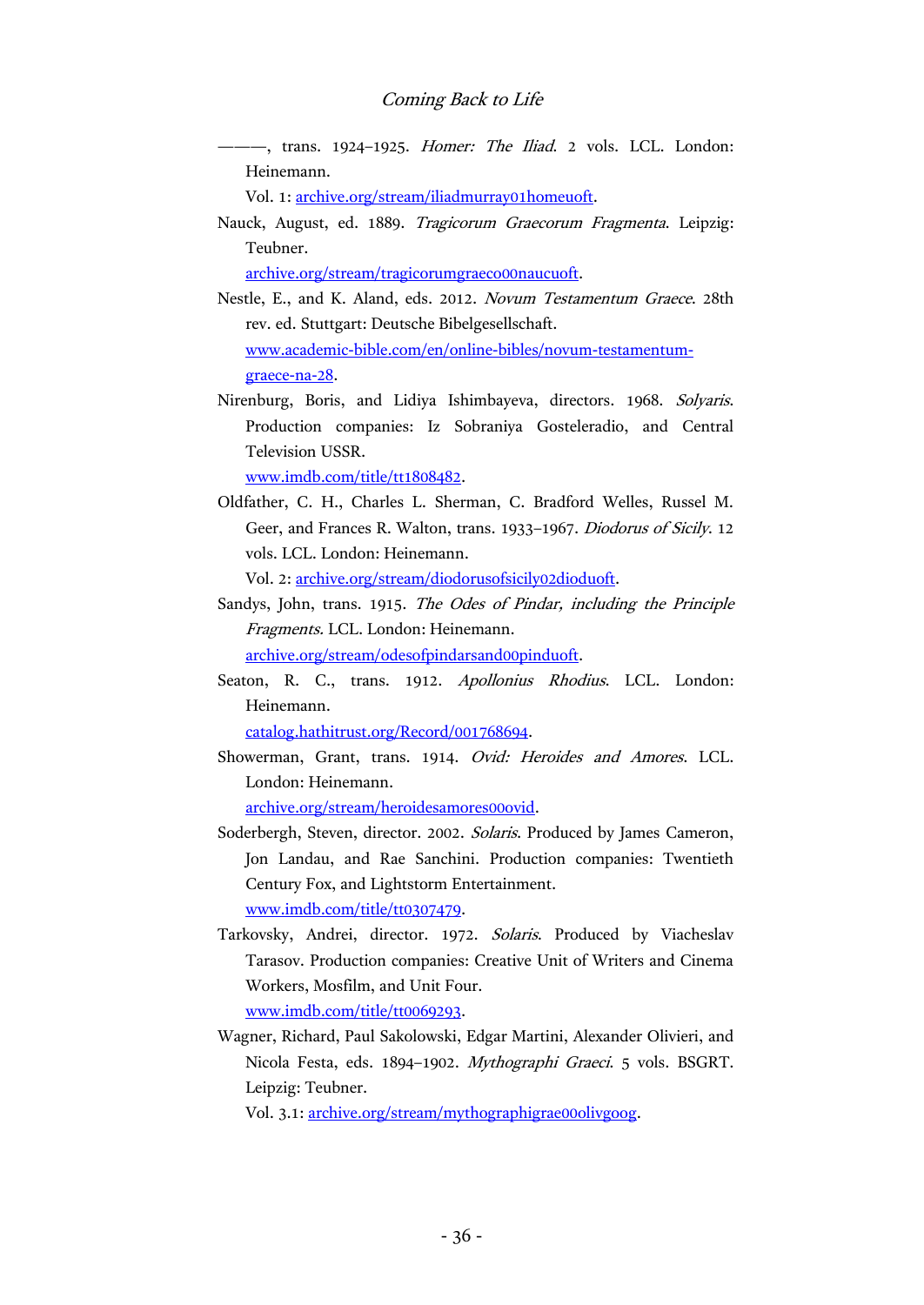———, trans. 1924–1925. *Homer: The Iliad*. 2 vols. LCL. London: Heinemann.
Vol. 1: archive.org/stream/iliadmurray01homeuoft.

Nauck, August, ed. 1889. *Tragicorum Graecorum Fragmenta*. Leipzig: Teubner.
archive.org/stream/tragicorumgraeco00naucuoft.

Nestle, E., and K. Aland, eds. 2012. *Novum Testamentum Graece*. 28th rev. ed. Stuttgart: Deutsche Bibelgesellschaft.
www.academic-bible.com/en/online-bibles/novum-testamentum-graece-na-28.

Nirenburg, Boris, and Lidiya Ishimbayeva, directors. 1968. *Solyaris*. Production companies: Iz Sobraniya Gosteleradio, and Central Television USSR.
www.imdb.com/title/tt1808482.

Oldfather, C. H., Charles L. Sherman, C. Bradford Welles, Russel M. Geer, and Frances R. Walton, trans. 1933–1967. *Diodorus of Sicily*. 12 vols. LCL. London: Heinemann.
Vol. 2: archive.org/stream/diodorusofsicily02dioduoft.

Sandys, John, trans. 1915. *The Odes of Pindar, including the Principle Fragments.* LCL. London: Heinemann.
archive.org/stream/odesofpindarsand00pinduoft.

Seaton, R. C., trans. 1912. *Apollonius Rhodius*. LCL. London: Heinemann.
catalog.hathitrust.org/Record/001768694.

Showerman, Grant, trans. 1914. *Ovid: Heroides and Amores*. LCL. London: Heinemann.
archive.org/stream/heroidesamores00ovid.

Soderbergh, Steven, director. 2002. *Solaris*. Produced by James Cameron, Jon Landau, and Rae Sanchini. Production companies: Twentieth Century Fox, and Lightstorm Entertainment.
www.imdb.com/title/tt0307479.

Tarkovsky, Andrei, director. 1972. *Solaris*. Produced by Viacheslav Tarasov. Production companies: Creative Unit of Writers and Cinema Workers, Mosfilm, and Unit Four.
www.imdb.com/title/tt0069293.

Wagner, Richard, Paul Sakolowski, Edgar Martini, Alexander Olivieri, and Nicola Festa, eds. 1894–1902. *Mythographi Graeci*. 5 vols. BSGRT. Leipzig: Teubner.
Vol. 3.1: archive.org/stream/mythographigrae00olivgoog.